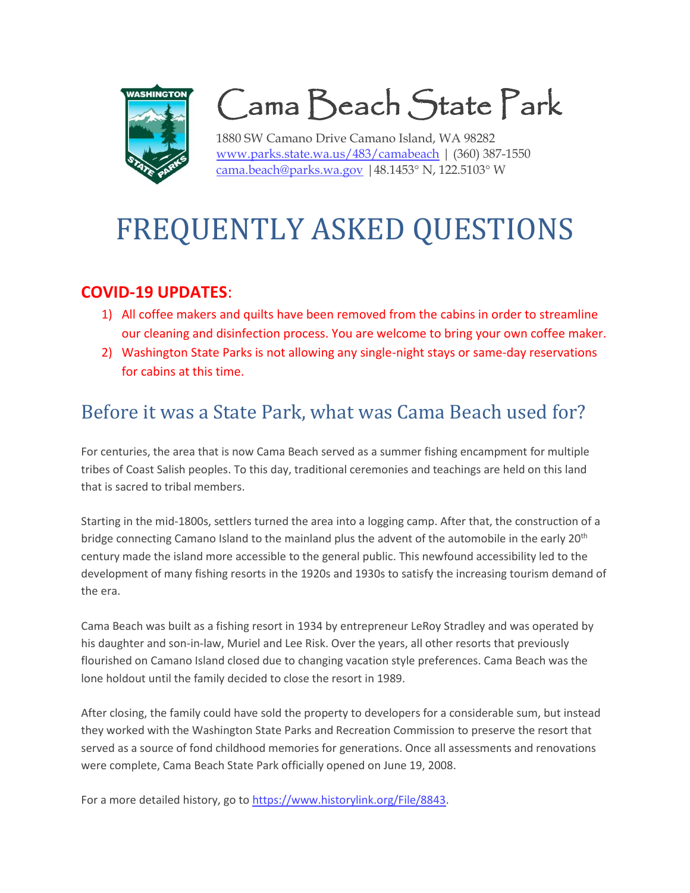# Cama Beach State Park

1880 SW Camano Drive Camano Island, WA 98282
www.parks.state.wa.us/483/camabeach | (360) 387-1550
cama.beach@parks.wa.gov | 48.1453° N, 122.5103° W

# FREQUENTLY ASKED QUESTIONS

## COVID-19 UPDATES:

1) All coffee makers and quilts have been removed from the cabins in order to streamline our cleaning and disinfection process. You are welcome to bring your own coffee maker.
2) Washington State Parks is not allowing any single-night stays or same-day reservations for cabins at this time.

## Before it was a State Park, what was Cama Beach used for?

For centuries, the area that is now Cama Beach served as a summer fishing encampment for multiple tribes of Coast Salish peoples. To this day, traditional ceremonies and teachings are held on this land that is sacred to tribal members.

Starting in the mid-1800s, settlers turned the area into a logging camp. After that, the construction of a bridge connecting Camano Island to the mainland plus the advent of the automobile in the early 20th century made the island more accessible to the general public. This newfound accessibility led to the development of many fishing resorts in the 1920s and 1930s to satisfy the increasing tourism demand of the era.

Cama Beach was built as a fishing resort in 1934 by entrepreneur LeRoy Stradley and was operated by his daughter and son-in-law, Muriel and Lee Risk. Over the years, all other resorts that previously flourished on Camano Island closed due to changing vacation style preferences. Cama Beach was the lone holdout until the family decided to close the resort in 1989.

After closing, the family could have sold the property to developers for a considerable sum, but instead they worked with the Washington State Parks and Recreation Commission to preserve the resort that served as a source of fond childhood memories for generations. Once all assessments and renovations were complete, Cama Beach State Park officially opened on June 19, 2008.

For a more detailed history, go to https://www.historylink.org/File/8843.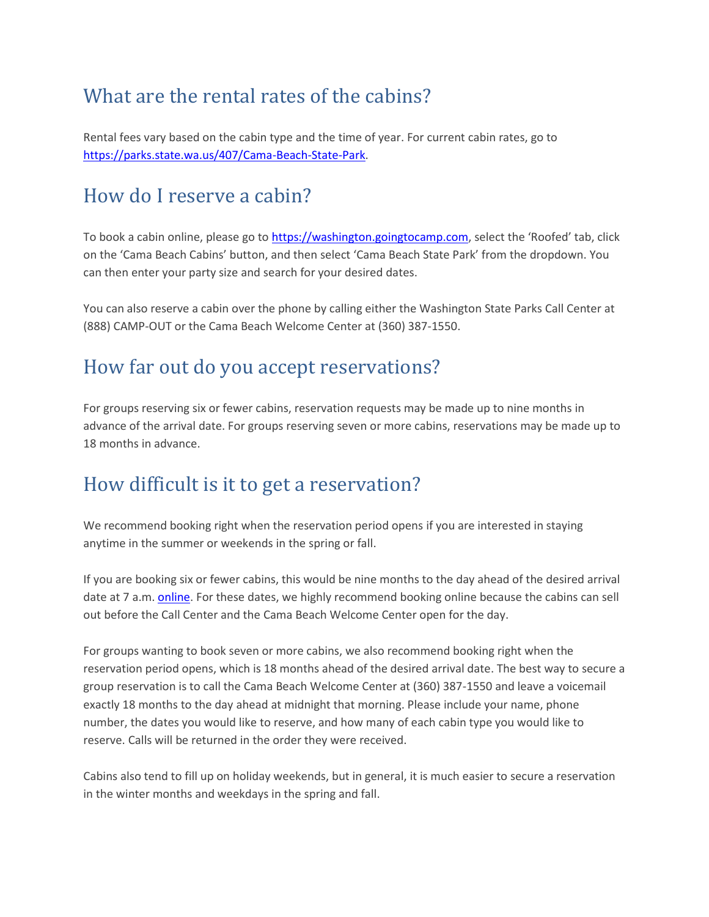## What are the rental rates of the cabins?

Rental fees vary based on the cabin type and the time of year. For current cabin rates, go to [https://parks.state.wa.us/407/Cama-Beach-State-Park](https://parks.state.wa.us/407/Cama-Beach-State-Park).

## How do I reserve a cabin?

To book a cabin online, please go to [https://washington.goingtocamp.com](https://washington.goingtocamp.com), select the 'Roofed' tab, click on the 'Cama Beach Cabins' button, and then select 'Cama Beach State Park' from the dropdown. You can then enter your party size and search for your desired dates.

You can also reserve a cabin over the phone by calling either the Washington State Parks Call Center at (888) CAMP-OUT or the Cama Beach Welcome Center at (360) 387-1550.

## How far out do you accept reservations?

For groups reserving six or fewer cabins, reservation requests may be made up to nine months in advance of the arrival date. For groups reserving seven or more cabins, reservations may be made up to 18 months in advance.

## How difficult is it to get a reservation?

We recommend booking right when the reservation period opens if you are interested in staying anytime in the summer or weekends in the spring or fall.

If you are booking six or fewer cabins, this would be nine months to the day ahead of the desired arrival date at 7 a.m. online. For these dates, we highly recommend booking online because the cabins can sell out before the Call Center and the Cama Beach Welcome Center open for the day.

For groups wanting to book seven or more cabins, we also recommend booking right when the reservation period opens, which is 18 months ahead of the desired arrival date. The best way to secure a group reservation is to call the Cama Beach Welcome Center at (360) 387-1550 and leave a voicemail exactly 18 months to the day ahead at midnight that morning. Please include your name, phone number, the dates you would like to reserve, and how many of each cabin type you would like to reserve. Calls will be returned in the order they were received.

Cabins also tend to fill up on holiday weekends, but in general, it is much easier to secure a reservation in the winter months and weekdays in the spring and fall.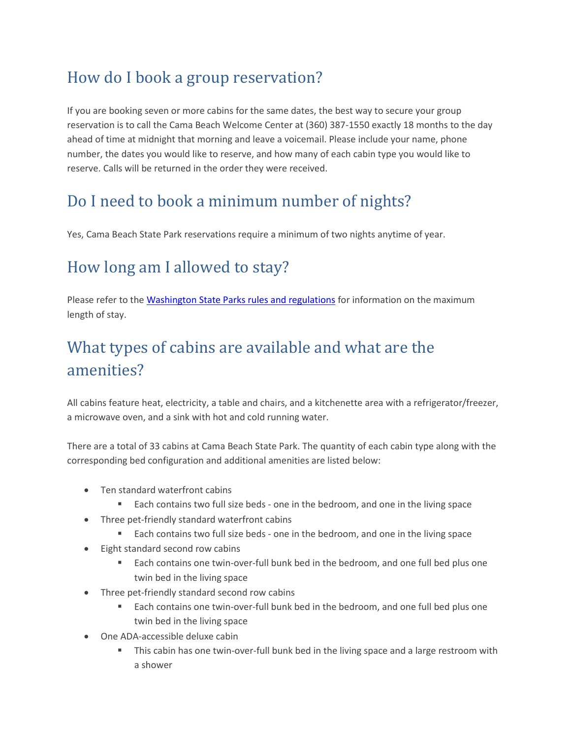## How do I book a group reservation?

If you are booking seven or more cabins for the same dates, the best way to secure your group reservation is to call the Cama Beach Welcome Center at (360) 387-1550 exactly 18 months to the day ahead of time at midnight that morning and leave a voicemail. Please include your name, phone number, the dates you would like to reserve, and how many of each cabin type you would like to reserve. Calls will be returned in the order they were received.

## Do I need to book a minimum number of nights?

Yes, Cama Beach State Park reservations require a minimum of two nights anytime of year.

## How long am I allowed to stay?

Please refer to the [Washington State Parks rules and regulations]() for information on the maximum length of stay.

## What types of cabins are available and what are the amenities?

All cabins feature heat, electricity, a table and chairs, and a kitchenette area with a refrigerator/freezer, a microwave oven, and a sink with hot and cold running water.

There are a total of 33 cabins at Cama Beach State Park. The quantity of each cabin type along with the corresponding bed configuration and additional amenities are listed below:

- Ten standard waterfront cabins
  - Each contains two full size beds - one in the bedroom, and one in the living space
- Three pet-friendly standard waterfront cabins
  - Each contains two full size beds - one in the bedroom, and one in the living space
- Eight standard second row cabins
  - Each contains one twin-over-full bunk bed in the bedroom, and one full bed plus one twin bed in the living space
- Three pet-friendly standard second row cabins
  - Each contains one twin-over-full bunk bed in the bedroom, and one full bed plus one twin bed in the living space
- One ADA-accessible deluxe cabin
  - This cabin has one twin-over-full bunk bed in the living space and a large restroom with a shower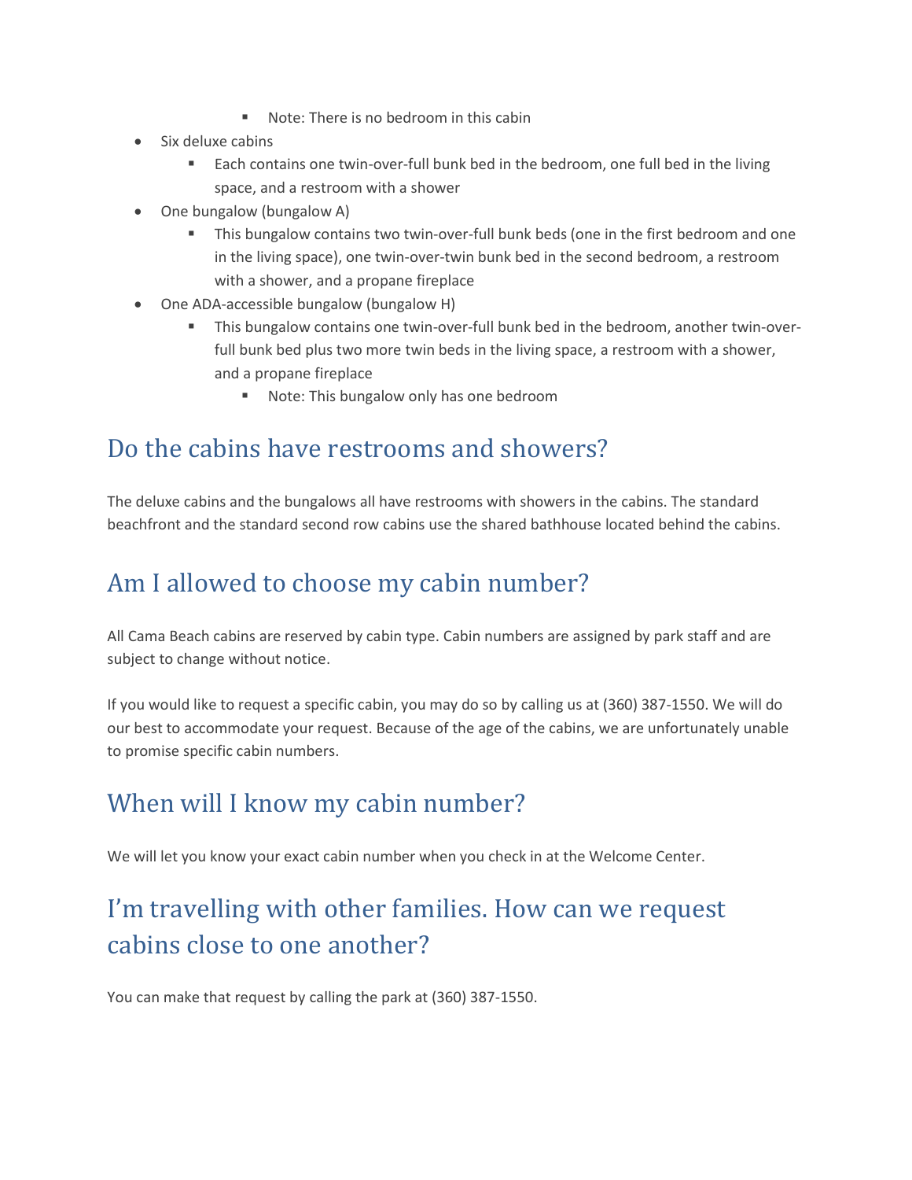- Note: There is no bedroom in this cabin
- Six deluxe cabins
  - Each contains one twin-over-full bunk bed in the bedroom, one full bed in the living space, and a restroom with a shower
- One bungalow (bungalow A)
  - This bungalow contains two twin-over-full bunk beds (one in the first bedroom and one in the living space), one twin-over-twin bunk bed in the second bedroom, a restroom with a shower, and a propane fireplace
- One ADA-accessible bungalow (bungalow H)
  - This bungalow contains one twin-over-full bunk bed in the bedroom, another twin-over-full bunk bed plus two more twin beds in the living space, a restroom with a shower, and a propane fireplace
    - Note: This bungalow only has one bedroom

## Do the cabins have restrooms and showers?

The deluxe cabins and the bungalows all have restrooms with showers in the cabins. The standard beachfront and the standard second row cabins use the shared bathhouse located behind the cabins.

## Am I allowed to choose my cabin number?

All Cama Beach cabins are reserved by cabin type. Cabin numbers are assigned by park staff and are subject to change without notice.

If you would like to request a specific cabin, you may do so by calling us at (360) 387-1550. We will do our best to accommodate your request. Because of the age of the cabins, we are unfortunately unable to promise specific cabin numbers.

## When will I know my cabin number?

We will let you know your exact cabin number when you check in at the Welcome Center.

## I'm travelling with other families. How can we request cabins close to one another?

You can make that request by calling the park at (360) 387-1550.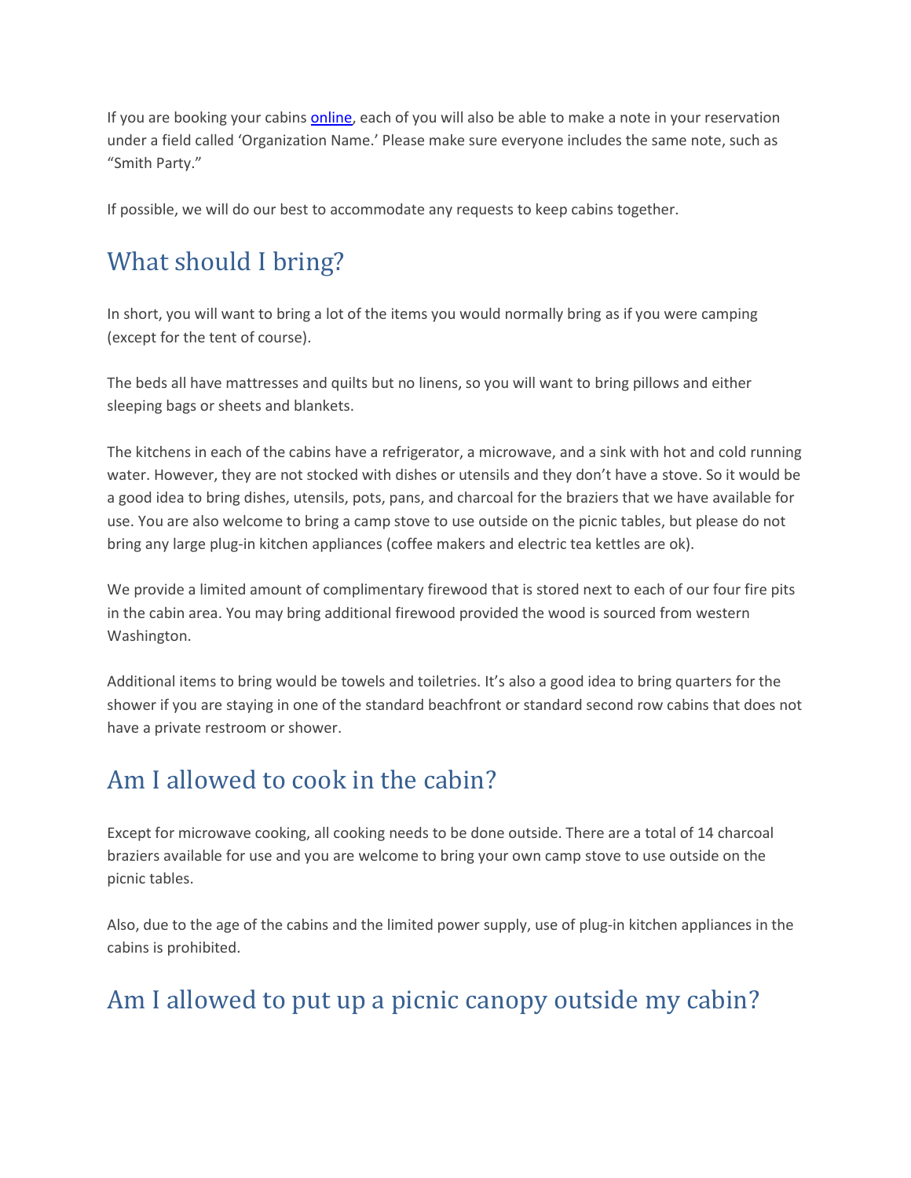If you are booking your cabins [online](), each of you will also be able to make a note in your reservation under a field called 'Organization Name.' Please make sure everyone includes the same note, such as "Smith Party."

If possible, we will do our best to accommodate any requests to keep cabins together.

## What should I bring?

In short, you will want to bring a lot of the items you would normally bring as if you were camping (except for the tent of course).

The beds all have mattresses and quilts but no linens, so you will want to bring pillows and either sleeping bags or sheets and blankets.

The kitchens in each of the cabins have a refrigerator, a microwave, and a sink with hot and cold running water. However, they are not stocked with dishes or utensils and they don't have a stove. So it would be a good idea to bring dishes, utensils, pots, pans, and charcoal for the braziers that we have available for use. You are also welcome to bring a camp stove to use outside on the picnic tables, but please do not bring any large plug-in kitchen appliances (coffee makers and electric tea kettles are ok).

We provide a limited amount of complimentary firewood that is stored next to each of our four fire pits in the cabin area. You may bring additional firewood provided the wood is sourced from western Washington.

Additional items to bring would be towels and toiletries. It's also a good idea to bring quarters for the shower if you are staying in one of the standard beachfront or standard second row cabins that does not have a private restroom or shower.

## Am I allowed to cook in the cabin?

Except for microwave cooking, all cooking needs to be done outside. There are a total of 14 charcoal braziers available for use and you are welcome to bring your own camp stove to use outside on the picnic tables.

Also, due to the age of the cabins and the limited power supply, use of plug-in kitchen appliances in the cabins is prohibited.

## Am I allowed to put up a picnic canopy outside my cabin?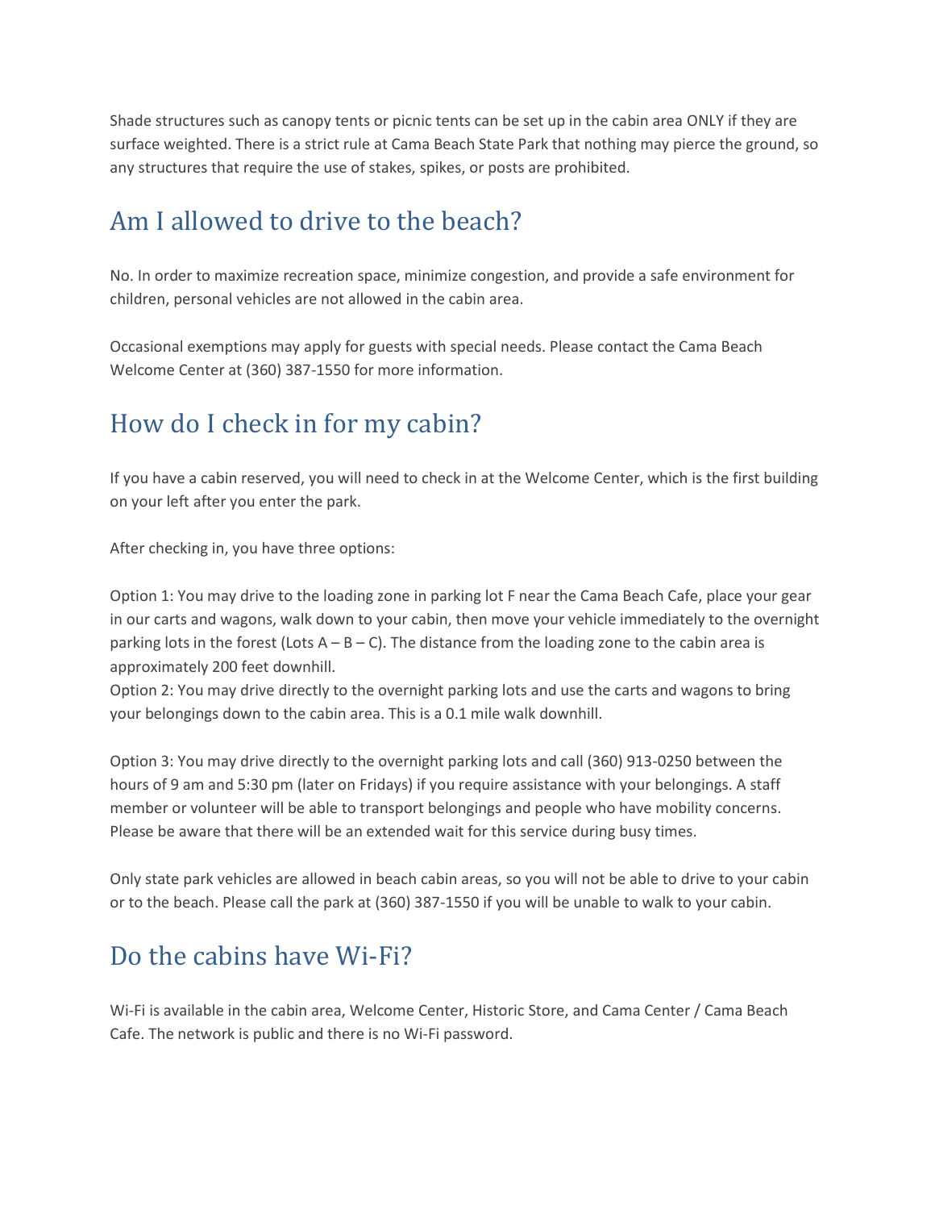Shade structures such as canopy tents or picnic tents can be set up in the cabin area ONLY if they are surface weighted. There is a strict rule at Cama Beach State Park that nothing may pierce the ground, so any structures that require the use of stakes, spikes, or posts are prohibited.

## Am I allowed to drive to the beach?

No. In order to maximize recreation space, minimize congestion, and provide a safe environment for children, personal vehicles are not allowed in the cabin area.

Occasional exemptions may apply for guests with special needs. Please contact the Cama Beach Welcome Center at (360) 387-1550 for more information.

## How do I check in for my cabin?

If you have a cabin reserved, you will need to check in at the Welcome Center, which is the first building on your left after you enter the park.

After checking in, you have three options:

Option 1: You may drive to the loading zone in parking lot F near the Cama Beach Cafe, place your gear in our carts and wagons, walk down to your cabin, then move your vehicle immediately to the overnight parking lots in the forest (Lots A – B – C). The distance from the loading zone to the cabin area is approximately 200 feet downhill.
Option 2: You may drive directly to the overnight parking lots and use the carts and wagons to bring your belongings down to the cabin area. This is a 0.1 mile walk downhill.

Option 3: You may drive directly to the overnight parking lots and call (360) 913-0250 between the hours of 9 am and 5:30 pm (later on Fridays) if you require assistance with your belongings. A staff member or volunteer will be able to transport belongings and people who have mobility concerns. Please be aware that there will be an extended wait for this service during busy times.

Only state park vehicles are allowed in beach cabin areas, so you will not be able to drive to your cabin or to the beach. Please call the park at (360) 387-1550 if you will be unable to walk to your cabin.

## Do the cabins have Wi-Fi?

Wi-Fi is available in the cabin area, Welcome Center, Historic Store, and Cama Center / Cama Beach Cafe. The network is public and there is no Wi-Fi password.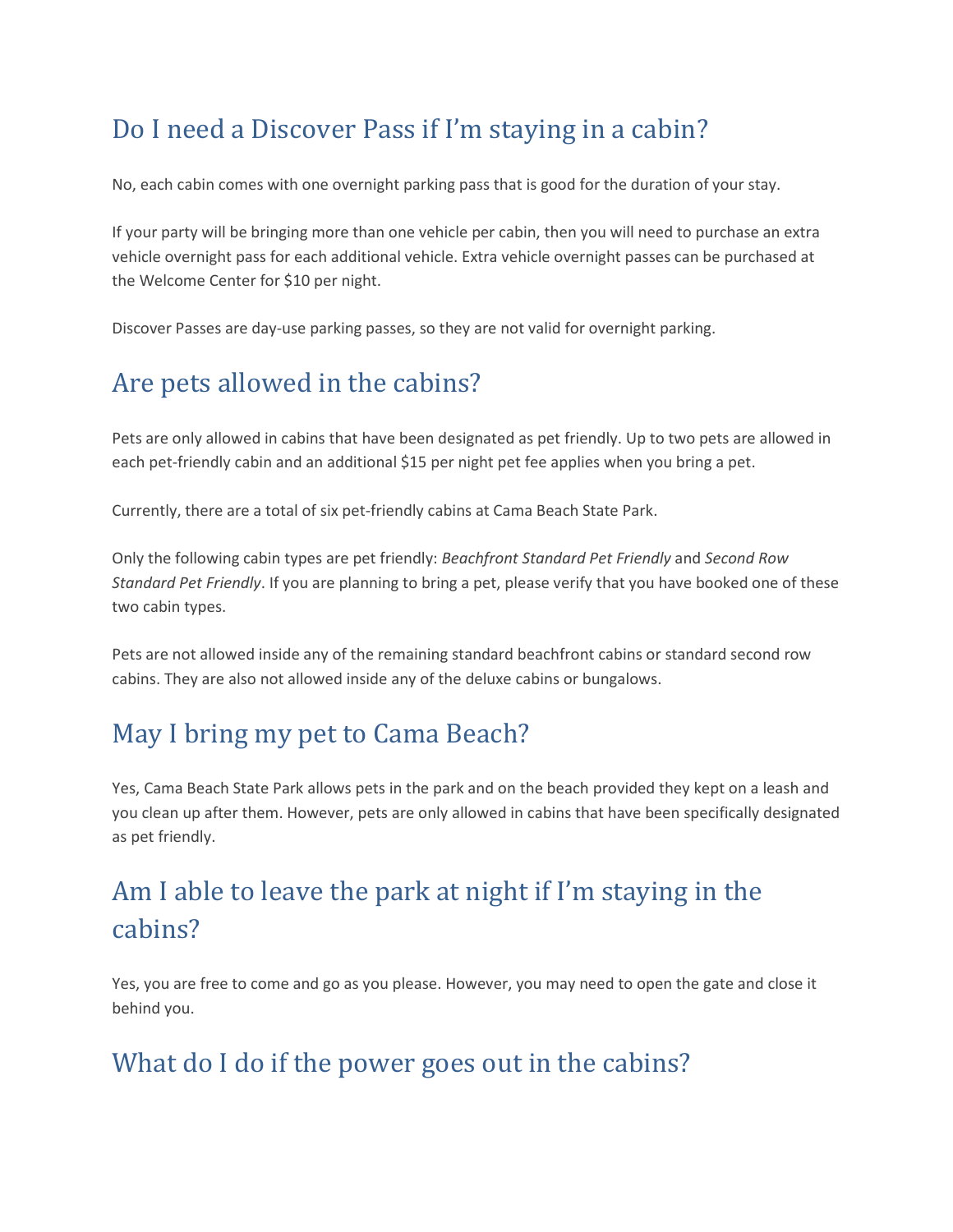## Do I need a Discover Pass if I'm staying in a cabin?

No, each cabin comes with one overnight parking pass that is good for the duration of your stay.

If your party will be bringing more than one vehicle per cabin, then you will need to purchase an extra vehicle overnight pass for each additional vehicle. Extra vehicle overnight passes can be purchased at the Welcome Center for $10 per night.

Discover Passes are day-use parking passes, so they are not valid for overnight parking.

## Are pets allowed in the cabins?

Pets are only allowed in cabins that have been designated as pet friendly. Up to two pets are allowed in each pet-friendly cabin and an additional $15 per night pet fee applies when you bring a pet.

Currently, there are a total of six pet-friendly cabins at Cama Beach State Park.

Only the following cabin types are pet friendly: *Beachfront Standard Pet Friendly* and *Second Row Standard Pet Friendly*. If you are planning to bring a pet, please verify that you have booked one of these two cabin types.

Pets are not allowed inside any of the remaining standard beachfront cabins or standard second row cabins. They are also not allowed inside any of the deluxe cabins or bungalows.

## May I bring my pet to Cama Beach?

Yes, Cama Beach State Park allows pets in the park and on the beach provided they kept on a leash and you clean up after them. However, pets are only allowed in cabins that have been specifically designated as pet friendly.

## Am I able to leave the park at night if I'm staying in the cabins?

Yes, you are free to come and go as you please. However, you may need to open the gate and close it behind you.

## What do I do if the power goes out in the cabins?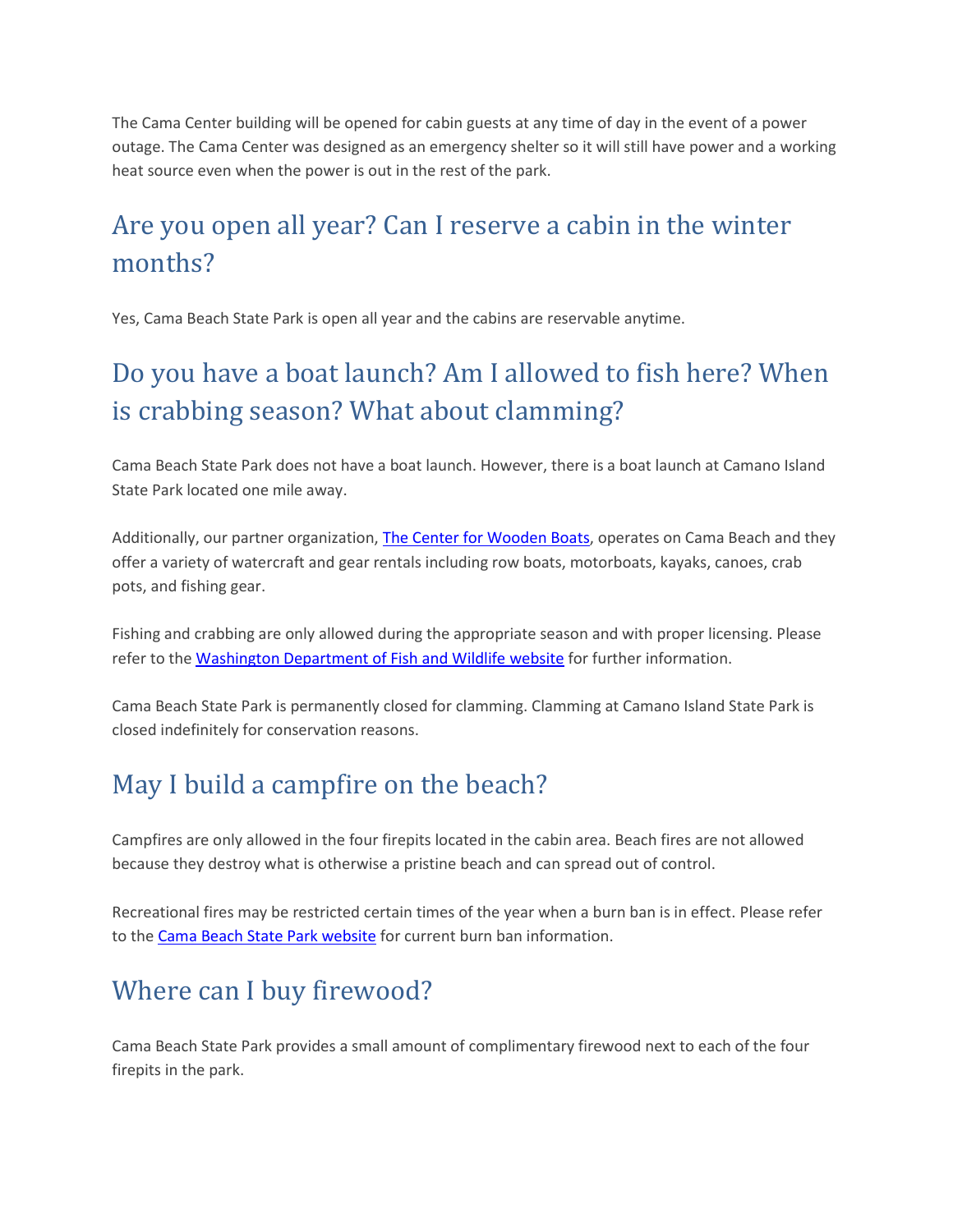The Cama Center building will be opened for cabin guests at any time of day in the event of a power outage. The Cama Center was designed as an emergency shelter so it will still have power and a working heat source even when the power is out in the rest of the park.

## Are you open all year? Can I reserve a cabin in the winter months?

Yes, Cama Beach State Park is open all year and the cabins are reservable anytime.

## Do you have a boat launch? Am I allowed to fish here? When is crabbing season? What about clamming?

Cama Beach State Park does not have a boat launch. However, there is a boat launch at Camano Island State Park located one mile away.

Additionally, our partner organization, The Center for Wooden Boats, operates on Cama Beach and they offer a variety of watercraft and gear rentals including row boats, motorboats, kayaks, canoes, crab pots, and fishing gear.

Fishing and crabbing are only allowed during the appropriate season and with proper licensing. Please refer to the Washington Department of Fish and Wildlife website for further information.

Cama Beach State Park is permanently closed for clamming. Clamming at Camano Island State Park is closed indefinitely for conservation reasons.

## May I build a campfire on the beach?

Campfires are only allowed in the four firepits located in the cabin area. Beach fires are not allowed because they destroy what is otherwise a pristine beach and can spread out of control.

Recreational fires may be restricted certain times of the year when a burn ban is in effect. Please refer to the Cama Beach State Park website for current burn ban information.

## Where can I buy firewood?

Cama Beach State Park provides a small amount of complimentary firewood next to each of the four firepits in the park.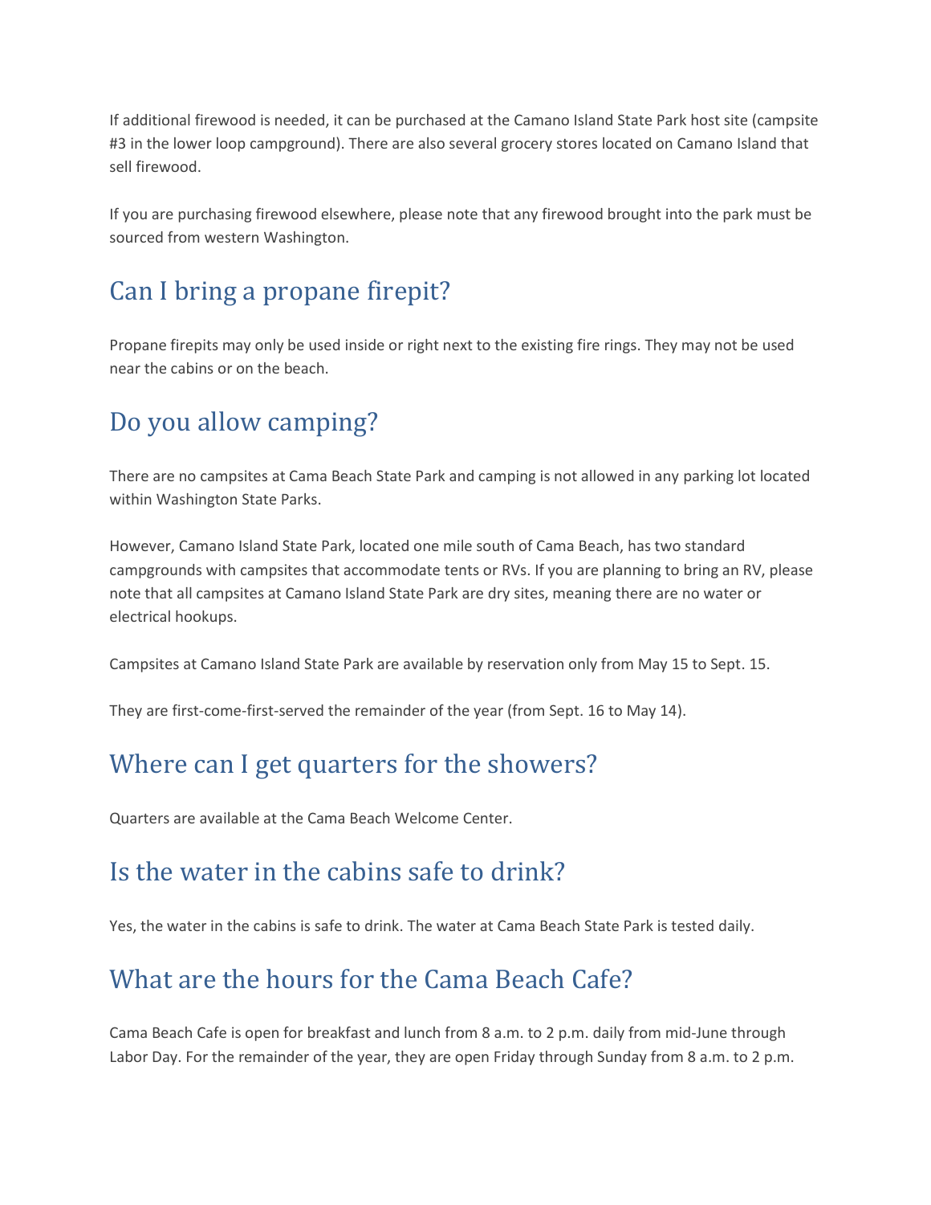If additional firewood is needed, it can be purchased at the Camano Island State Park host site (campsite #3 in the lower loop campground). There are also several grocery stores located on Camano Island that sell firewood.

If you are purchasing firewood elsewhere, please note that any firewood brought into the park must be sourced from western Washington.

## Can I bring a propane firepit?

Propane firepits may only be used inside or right next to the existing fire rings. They may not be used near the cabins or on the beach.

## Do you allow camping?

There are no campsites at Cama Beach State Park and camping is not allowed in any parking lot located within Washington State Parks.

However, Camano Island State Park, located one mile south of Cama Beach, has two standard campgrounds with campsites that accommodate tents or RVs. If you are planning to bring an RV, please note that all campsites at Camano Island State Park are dry sites, meaning there are no water or electrical hookups.

Campsites at Camano Island State Park are available by reservation only from May 15 to Sept. 15.

They are first-come-first-served the remainder of the year (from Sept. 16 to May 14).

## Where can I get quarters for the showers?

Quarters are available at the Cama Beach Welcome Center.

## Is the water in the cabins safe to drink?

Yes, the water in the cabins is safe to drink. The water at Cama Beach State Park is tested daily.

## What are the hours for the Cama Beach Cafe?

Cama Beach Cafe is open for breakfast and lunch from 8 a.m. to 2 p.m. daily from mid-June through Labor Day. For the remainder of the year, they are open Friday through Sunday from 8 a.m. to 2 p.m.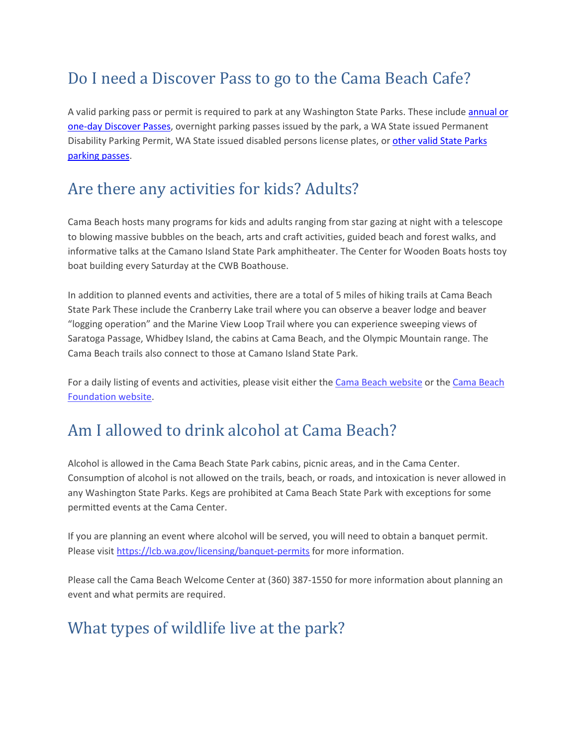## Do I need a Discover Pass to go to the Cama Beach Cafe?

A valid parking pass or permit is required to park at any Washington State Parks. These include [annual or one-day Discover Passes], overnight parking passes issued by the park, a WA State issued Permanent Disability Parking Permit, WA State issued disabled persons license plates, or [other valid State Parks parking passes].

## Are there any activities for kids? Adults?

Cama Beach hosts many programs for kids and adults ranging from star gazing at night with a telescope to blowing massive bubbles on the beach, arts and craft activities, guided beach and forest walks, and informative talks at the Camano Island State Park amphitheater. The Center for Wooden Boats hosts toy boat building every Saturday at the CWB Boathouse.

In addition to planned events and activities, there are a total of 5 miles of hiking trails at Cama Beach State Park These include the Cranberry Lake trail where you can observe a beaver lodge and beaver "logging operation" and the Marine View Loop Trail where you can experience sweeping views of Saratoga Passage, Whidbey Island, the cabins at Cama Beach, and the Olympic Mountain range. The Cama Beach trails also connect to those at Camano Island State Park.

For a daily listing of events and activities, please visit either the [Cama Beach website] or the [Cama Beach Foundation website].

## Am I allowed to drink alcohol at Cama Beach?

Alcohol is allowed in the Cama Beach State Park cabins, picnic areas, and in the Cama Center. Consumption of alcohol is not allowed on the trails, beach, or roads, and intoxication is never allowed in any Washington State Parks. Kegs are prohibited at Cama Beach State Park with exceptions for some permitted events at the Cama Center.

If you are planning an event where alcohol will be served, you will need to obtain a banquet permit. Please visit https://lcb.wa.gov/licensing/banquet-permits for more information.

Please call the Cama Beach Welcome Center at (360) 387-1550 for more information about planning an event and what permits are required.

## What types of wildlife live at the park?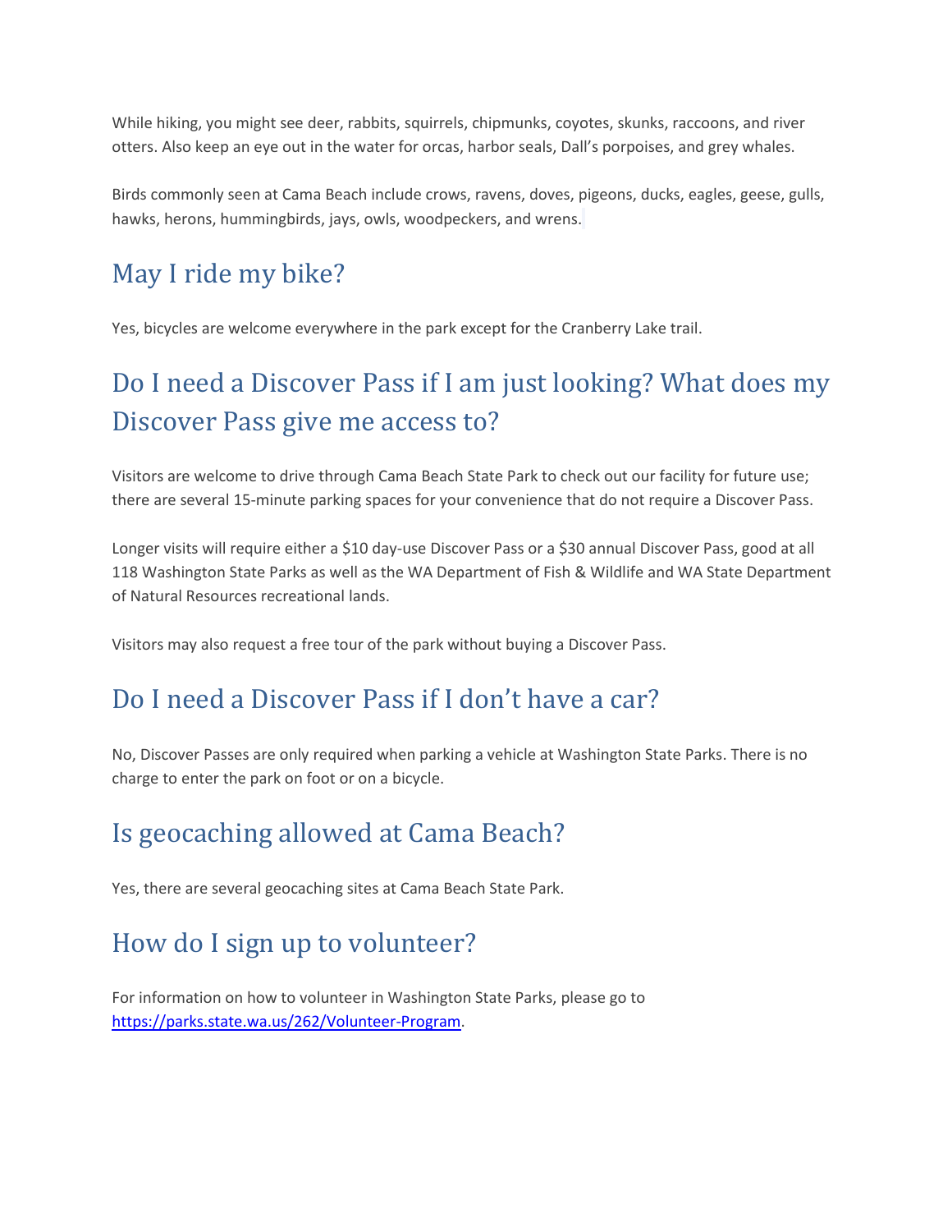While hiking, you might see deer, rabbits, squirrels, chipmunks, coyotes, skunks, raccoons, and river otters. Also keep an eye out in the water for orcas, harbor seals, Dall's porpoises, and grey whales.

Birds commonly seen at Cama Beach include crows, ravens, doves, pigeons, ducks, eagles, geese, gulls, hawks, herons, hummingbirds, jays, owls, woodpeckers, and wrens.

## May I ride my bike?

Yes, bicycles are welcome everywhere in the park except for the Cranberry Lake trail.

## Do I need a Discover Pass if I am just looking? What does my Discover Pass give me access to?

Visitors are welcome to drive through Cama Beach State Park to check out our facility for future use; there are several 15-minute parking spaces for your convenience that do not require a Discover Pass.

Longer visits will require either a $10 day-use Discover Pass or a $30 annual Discover Pass, good at all 118 Washington State Parks as well as the WA Department of Fish & Wildlife and WA State Department of Natural Resources recreational lands.

Visitors may also request a free tour of the park without buying a Discover Pass.

## Do I need a Discover Pass if I don't have a car?

No, Discover Passes are only required when parking a vehicle at Washington State Parks. There is no charge to enter the park on foot or on a bicycle.

## Is geocaching allowed at Cama Beach?

Yes, there are several geocaching sites at Cama Beach State Park.

## How do I sign up to volunteer?

For information on how to volunteer in Washington State Parks, please go to [https://parks.state.wa.us/262/Volunteer-Program](https://parks.state.wa.us/262/Volunteer-Program).